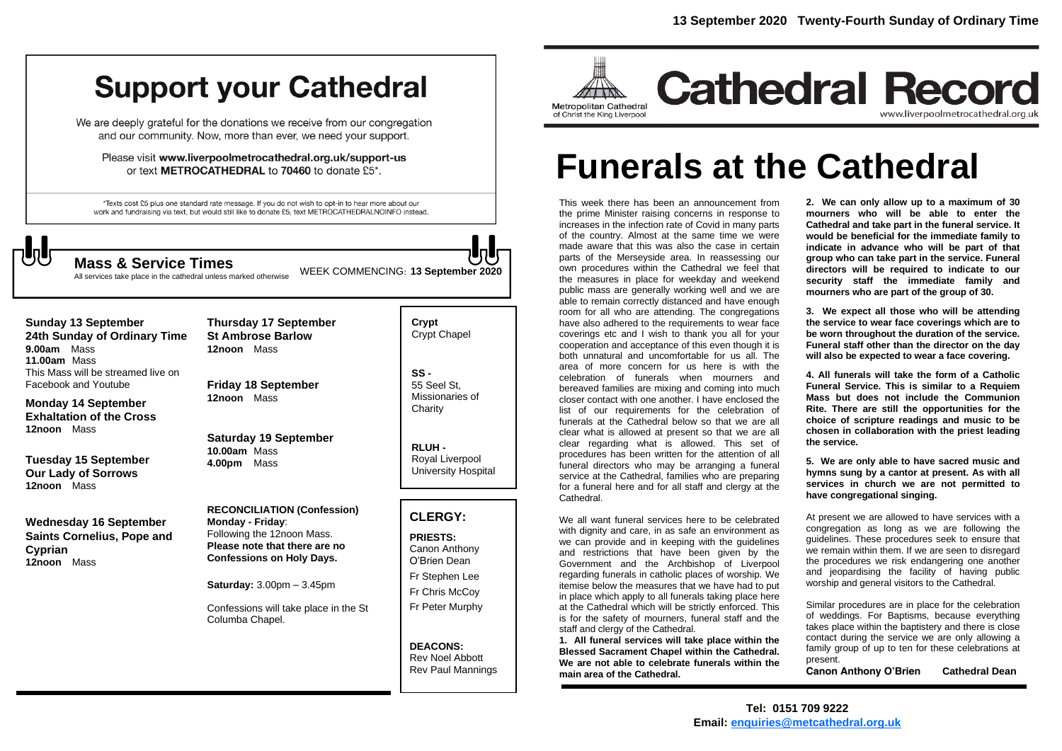# Support your Cathedral

We are deeply grateful for the donations we receive from our congregation and our community. Now, more than ever, we need your support.

Please visit **www.liverpoolmetrocathedral.org.uk/support-us** or text **METROCATHEDRAL** to **70460** to donate £5*.

*Texts cost £5 plus one standard rate message. If you do not wish to opt-in to hear more about our work and fundraising via text, but would still like to donate £5, text METROCATHEDRALNOINFO instead.

## Mass & Service Times

All services take place in the cathedral unless marked otherwise

WEEK COMMENCING: **13 September 2020**

**Sunday 13 September**
**24th Sunday of Ordinary Time**
**9.00am** Mass
**11.00am** Mass
This Mass will be streamed live on Facebook and Youtube

**Monday 14 September**
**Exhaltation of the Cross**
**12noon** Mass

**Tuesday 15 September**
**Our Lady of Sorrows**
**12noon** Mass

**Wednesday 16 September**
**Saints Cornelius, Pope and Cyprian**
**12noon** Mass

**Thursday 17 September**
**St Ambrose Barlow**
**12noon** Mass

**Friday 18 September**
**12noon** Mass

**Saturday 19 September**
**10.00am** Mass
**4.00pm** Mass

**RECONCILIATION (Confession)**
**Monday - Friday**:
Following the 12noon Mass.
**Please note that there are no Confessions on Holy Days.**

**Saturday:** 3.00pm – 3.45pm

Confessions will take place in the St Columba Chapel.

**Crypt**
Crypt Chapel

**SS -**
55 Seel St, Missionaries of Charity

**RLUH -**
Royal Liverpool University Hospital

## CLERGY:

**PRIESTS:**
Canon Anthony O'Brien Dean
Fr Stephen Lee
Fr Chris McCoy
Fr Peter Murphy

**DEACONS:**
Rev Noel Abbott
Rev Paul Mannings

**13 September 2020 Twenty-Fourth Sunday of Ordinary Time**

Metropolitan Cathedral of Christ the King Liverpool

# Cathedral Record

www.liverpoolmetrocathedral.org.uk

# Funerals at the Cathedral

This week there has been an announcement from the prime Minister raising concerns in response to increases in the infection rate of Covid in many parts of the country. Almost at the same time we were made aware that this was also the case in certain parts of the Merseyside area. In reassessing our own procedures within the Cathedral we feel that the measures in place for weekday and weekend public mass are generally working well and we are able to remain correctly distanced and have enough room for all who are attending. The congregations have also adhered to the requirements to wear face coverings etc and I wish to thank you all for your cooperation and acceptance of this even though it is both unnatural and uncomfortable for us all. The area of more concern for us here is with the celebration of funerals when mourners and bereaved families are mixing and coming into much closer contact with one another. I have enclosed the list of our requirements for the celebration of funerals at the Cathedral below so that we are all clear what is allowed at present so that we are all clear regarding what is allowed. This set of procedures has been written for the attention of all funeral directors who may be arranging a funeral service at the Cathedral, families who are preparing for a funeral here and for all staff and clergy at the Cathedral.

We all want funeral services here to be celebrated with dignity and care, in as safe an environment as we can provide and in keeping with the guidelines and restrictions that have been given by the Government and the Archbishop of Liverpool regarding funerals in catholic places of worship. We itemise below the measures that we have had to put in place which apply to all funerals taking place here at the Cathedral which will be strictly enforced. This is for the safety of mourners, funeral staff and the staff and clergy of the Cathedral.

**1. All funeral services will take place within the Blessed Sacrament Chapel within the Cathedral. We are not able to celebrate funerals within the main area of the Cathedral.**

**2. We can only allow up to a maximum of 30 mourners who will be able to enter the Cathedral and take part in the funeral service. It would be beneficial for the immediate family to indicate in advance who will be part of that group who can take part in the service. Funeral directors will be required to indicate to our security staff the immediate family and mourners who are part of the group of 30.**

**3. We expect all those who will be attending the service to wear face coverings which are to be worn throughout the duration of the service. Funeral staff other than the director on the day will also be expected to wear a face covering.**

**4. All funerals will take the form of a Catholic Funeral Service. This is similar to a Requiem Mass but does not include the Communion Rite. There are still the opportunities for the choice of scripture readings and music to be chosen in collaboration with the priest leading the service.**

**5. We are only able to have sacred music and hymns sung by a cantor at present. As with all services in church we are not permitted to have congregational singing.**

At present we are allowed to have services with a congregation as long as we are following the guidelines. These procedures seek to ensure that we remain within them. If we are seen to disregard the procedures we risk endangering one another and jeopardising the facility of having public worship and general visitors to the Cathedral.

Similar procedures are in place for the celebration of weddings. For Baptisms, because everything takes place within the baptistery and there is close contact during the service we are only allowing a family group of up to ten for these celebrations at present.

**Canon Anthony O'Brien Cathedral Dean**

**Tel: 0151 709 9222**
**Email: enquiries@metcathedral.org.uk**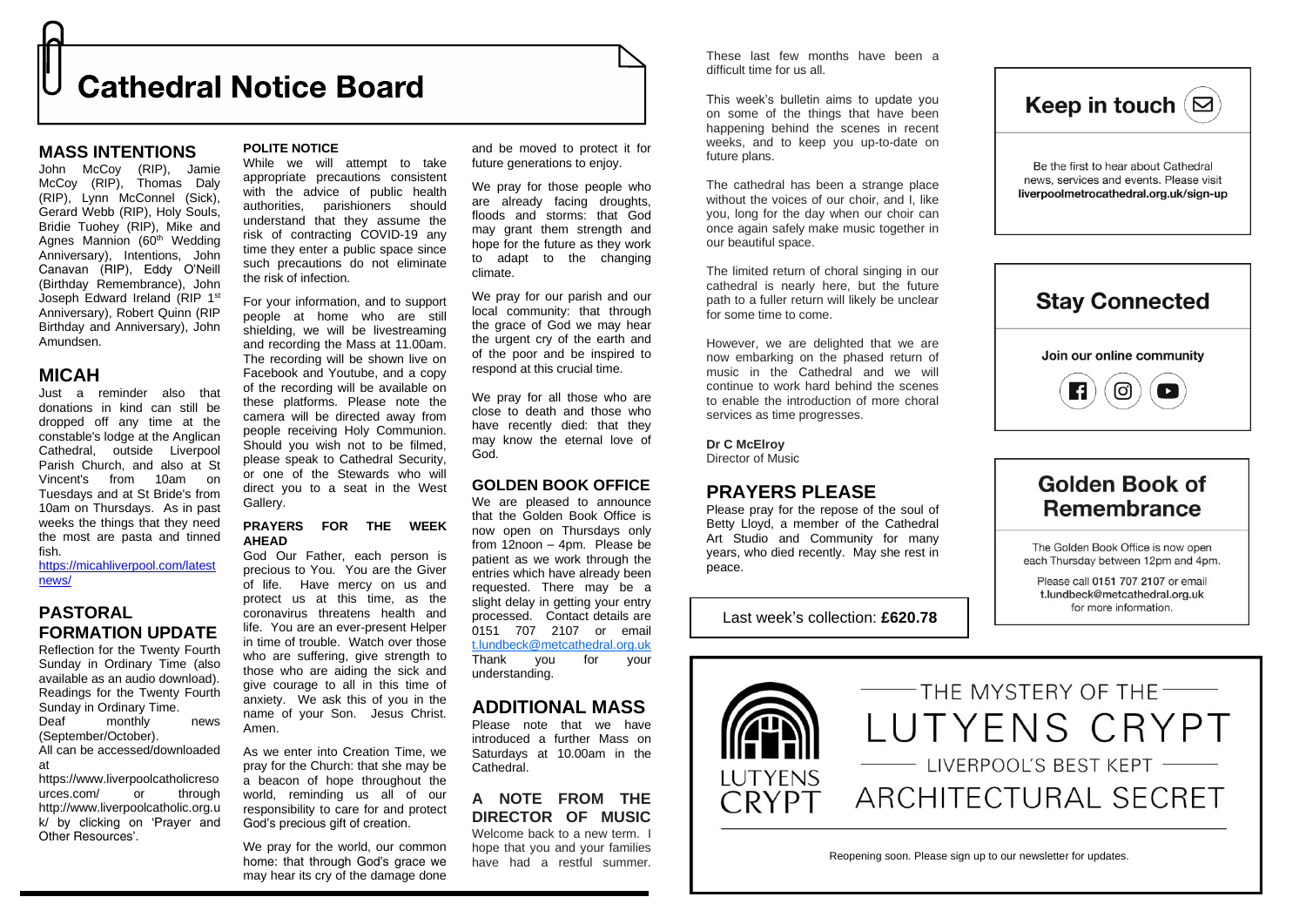# Cathedral Notice Board

## MASS INTENTIONS

John McCoy (RIP), Jamie McCoy (RIP), Thomas Daly (RIP), Lynn McConnel (Sick), Gerard Webb (RIP), Holy Souls, Bridie Tuohey (RIP), Mike and Agnes Mannion (60th Wedding Anniversary), Intentions, John Canavan (RIP), Eddy O'Neill (Birthday Remembrance), John Joseph Edward Ireland (RIP 1st Anniversary), Robert Quinn (RIP Birthday and Anniversary), John Amundsen.

## MICAH

Just a reminder also that donations in kind can still be dropped off any time at the constable's lodge at the Anglican Cathedral, outside Liverpool Parish Church, and also at St Vincent's from 10am on Tuesdays and at St Bride's from 10am on Thursdays. As in past weeks the things that they need the most are pasta and tinned fish.

https://micahliverpool.com/latestnews/

## PASTORAL FORMATION UPDATE

Reflection for the Twenty Fourth Sunday in Ordinary Time (also available as an audio download). Readings for the Twenty Fourth Sunday in Ordinary Time.

Deaf monthly news (September/October).

All can be accessed/downloaded at https://www.liverpoolcatholicresources.com/ or through http://www.liverpoolcatholic.org.uk/ by clicking on 'Prayer and Other Resources'.

**POLITE NOTICE**

While we will attempt to take appropriate precautions consistent with the advice of public health authorities, parishioners should understand that they assume the risk of contracting COVID-19 any time they enter a public space since such precautions do not eliminate the risk of infection.

For your information, and to support people at home who are still shielding, we will be livestreaming and recording the Mass at 11.00am. The recording will be shown live on Facebook and Youtube, and a copy of the recording will be available on these platforms. Please note the camera will be directed away from people receiving Holy Communion. Should you wish not to be filmed, please speak to Cathedral Security, or one of the Stewards who will direct you to a seat in the West Gallery.

**PRAYERS FOR THE WEEK AHEAD**

God Our Father, each person is precious to You. You are the Giver of life. Have mercy on us and protect us at this time, as the coronavirus threatens health and life. You are an ever-present Helper in time of trouble. Watch over those who are suffering, give strength to those who are aiding the sick and give courage to all in this time of anxiety. We ask this of you in the name of your Son. Jesus Christ. Amen.

As we enter into Creation Time, we pray for the Church: that she may be a beacon of hope throughout the world, reminding us all of our responsibility to care for and protect God's precious gift of creation.

We pray for the world, our common home: that through God's grace we may hear its cry of the damage done and be moved to protect it for future generations to enjoy.

We pray for those people who are already facing droughts, floods and storms: that God may grant them strength and hope for the future as they work to adapt to the changing climate.

We pray for our parish and our local community: that through the grace of God we may hear the urgent cry of the earth and of the poor and be inspired to respond at this crucial time.

We pray for all those who are close to death and those who have recently died: that they may know the eternal love of God.

## GOLDEN BOOK OFFICE

We are pleased to announce that the Golden Book Office is now open on Thursdays only from 12noon – 4pm. Please be patient as we work through the entries which have already been requested. There may be a slight delay in getting your entry processed. Contact details are 0151 707 2107 or email t.lundbeck@metcathedral.org.uk Thank you for your understanding.

## ADDITIONAL MASS

Please note that we have introduced a further Mass on Saturdays at 10.00am in the Cathedral.

## A NOTE FROM THE DIRECTOR OF MUSIC

Welcome back to a new term. I hope that you and your families have had a restful summer. These last few months have been a difficult time for us all.

This week's bulletin aims to update you on some of the things that have been happening behind the scenes in recent weeks, and to keep you up-to-date on future plans.

The cathedral has been a strange place without the voices of our choir, and I, like you, long for the day when our choir can once again safely make music together in our beautiful space.

The limited return of choral singing in our cathedral is nearly here, but the future path to a fuller return will likely be unclear for some time to come.

However, we are delighted that we are now embarking on the phased return of music in the Cathedral and we will continue to work hard behind the scenes to enable the introduction of more choral services as time progresses.

**Dr C McElroy**
Director of Music

## PRAYERS PLEASE

Please pray for the repose of the soul of Betty Lloyd, a member of the Cathedral Art Studio and Community for many years, who died recently. May she rest in peace.

Last week's collection: **£620.78**

## Keep in touch

Be the first to hear about Cathedral news, services and events. Please visit **liverpoolmetrocathedral.org.uk/sign-up**

## Stay Connected

**Join our online community**

## Golden Book of Remembrance

The Golden Book Office is now open each Thursday between 12pm and 4pm.

Please call **0151 707 2107** or email **t.lundbeck@metcathedral.org.uk** for more information.

LUTYENS CRYPT

THE MYSTERY OF THE LUTYENS CRYPT
LIVERPOOL'S BEST KEPT ARCHITECTURAL SECRET

Reopening soon. Please sign up to our newsletter for updates.